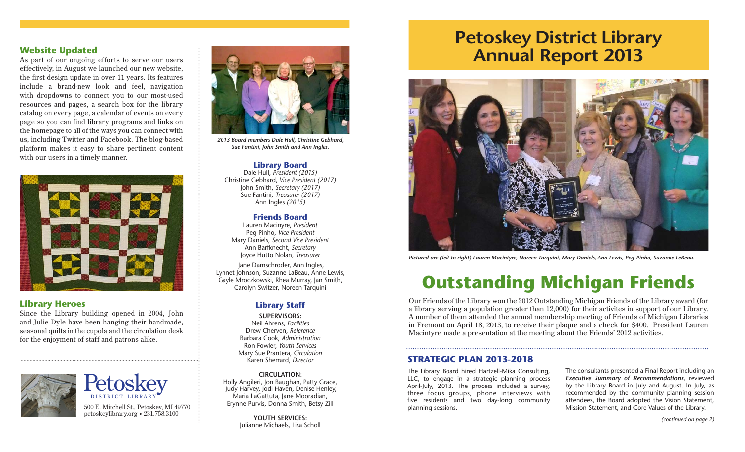## Website Updated

As part of our ongoing efforts to serve our users effectively, in August we launched our new website, the first design update in over 11 years. Its features include a brand-new look and feel, navigation with dropdowns to connect you to our most-used resources and pages, a search box for the library catalog on every page, a calendar of events on every page so you can find library programs and links on the homepage to all of the ways you can connect with us, including Twitter and Facebook. The blog-based platform makes it easy to share pertinent content with our users in a timely manner.

## Library Heroes

Since the Library building opened in 2004, John and Julie Dyle have been hanging their handmade, seasonal quilts in the cupola and the circulation desk for the enjoyment of staff and patrons alike.

Petoskey
DISTRICT LIBRARY

500 E. Mitchell St., Petoskey, MI 49770
petoskeylibrary.org • 231.758.3100

*2013 Board members Dale Hull, Christine Gebhard, Sue Fantini, John Smith and Ann Ingles.*

### Library Board

Dale Hull, *President (2015)*
Christine Gebhard, *Vice President (2017)*
John Smith, *Secretary (2017)*
Sue Fantini, *Treasurer (2017)*
Ann Ingles *(2015)*

### Friends Board

Lauren Macinyre, *President*
Peg Pinho, *Vice President*
Mary Daniels, *Second Vice President*
Ann Barfknecht, *Secretary*
Joyce Hutto Nolan, *Treasurer*

Jane Damschroder, Ann Ingles, Lynnet Johnson, Suzanne LaBeau, Anne Lewis, Gayle Mroczkowski, Rhea Murray, Jan Smith, Carolyn Switzer, Noreen Tarquini

### Library Staff

**SUPERVISORS:**
Neil Ahrens, *Facilities*
Drew Cherven, *Reference*
Barbara Cook, *Administration*
Ron Fowler, *Youth Services*
Mary Sue Prantera, *Circulation*
Karen Sherrard, *Director*

**CIRCULATION:**
Holly Angileri, Jon Baughan, Patty Grace, Judy Harvey, Jodi Haven, Denise Henley, Maria LaGattuta, Jane Mooradian, Erynne Purvis, Donna Smith, Betsy Zill

**YOUTH SERVICES:**
Julianne Michaels, Lisa Scholl

# Petoskey District Library Annual Report 2013

*Pictured are (left to right) Lauren Macintyre, Noreen Tarquini, Mary Daniels, Ann Lewis, Peg Pinho, Suzanne LeBeau.*

## Outstanding Michigan Friends

Our Friends of the Library won the 2012 Outstanding Michigan Friends of the Library award (for a library serving a population greater than 12,000) for their activites in support of our Library. A number of them attended the annual membership meeting of Friends of Michigan Libraries in Fremont on April 18, 2013, to receive their plaque and a check for $400. President Lauren Macintyre made a presentation at the meeting about the Friends' 2012 activities.

### STRATEGIC PLAN 2013-2018

The Library Board hired Hartzell-Mika Consulting, LLC, to engage in a strategic planning process April-July, 2013. The process included a survey, three focus groups, phone interviews with five residents and two day-long community planning sessions.

The consultants presented a Final Report including an ***Executive Summary of Recommendations,*** reviewed by the Library Board in July and August. In July, as recommended by the community planning session attendees, the Board adopted the Vision Statement, Mission Statement, and Core Values of the Library.

*(continued on page 2)*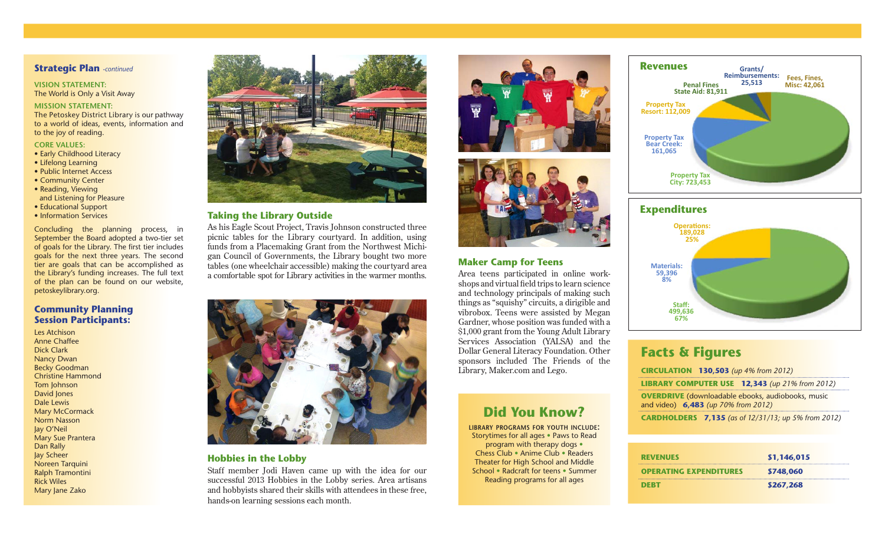## Strategic Plan *-continued*

**VISION STATEMENT:**
The World is Only a Visit Away

**MISSION STATEMENT:**
The Petoskey District Library is our pathway to a world of ideas, events, information and to the joy of reading.

**CORE VALUES:**
- Early Childhood Literacy
- Lifelong Learning
- Public Internet Access
- Community Center
- Reading, Viewing and Listening for Pleasure
- Educational Support
- Information Services

Concluding the planning process, in September the Board adopted a two-tier set of goals for the Library. The first tier includes goals for the next three years. The second tier are goals that can be accomplished as the Library's funding increases. The full text of the plan can be found on our website, petoskeylibrary.org.

## Community Planning Session Participants:

Les Atchison
Anne Chaffee
Dick Clark
Nancy Dwan
Becky Goodman
Christine Hammond
Tom Johnson
David Jones
Dale Lewis
Mary McCormack
Norm Nasson
Jay O'Neil
Mary Sue Prantera
Dan Rally
Jay Scheer
Noreen Tarquini
Ralph Tramontini
Rick Wiles
Mary Jane Zako

### Taking the Library Outside

As his Eagle Scout Project, Travis Johnson constructed three picnic tables for the Library courtyard. In addition, using funds from a Placemaking Grant from the Northwest Michigan Council of Governments, the Library bought two more tables (one wheelchair accessible) making the courtyard area a comfortable spot for Library activities in the warmer months.

### Hobbies in the Lobby

Staff member Jodi Haven came up with the idea for our successful 2013 Hobbies in the Lobby series. Area artisans and hobbyists shared their skills with attendees in these free, hands-on learning sessions each month.

### Maker Camp for Teens

Area teens participated in online workshops and virtual field trips to learn science and technology principals of making such things as "squishy" circuits, a dirigible and vibrobox. Teens were assisted by Megan Gardner, whose position was funded with a $1,000 grant from the Young Adult Library Services Association (YALSA) and the Dollar General Literacy Foundation. Other sponsors included The Friends of the Library, Maker.com and Lego.

## Did You Know?

**LIBRARY PROGRAMS FOR YOUTH INCLUDE:**
Storytimes for all ages • Paws to Read program with therapy dogs • Chess Club • Anime Club • Readers Theater for High School and Middle School • Radcraft for teens • Summer Reading programs for all ages

## Revenues

Grants/ Reimbursements: 25,513
Fees, Fines, Misc: 42,061
Penal Fines State Aid: 81,911
Property Tax Resort: 112,009
Property Tax Bear Creek: 161,065
Property Tax City: 723,453

## Expenditures

Operations: 189,028 25%
Materials: 59,396 8%
Staff: 499,636 67%

## Facts & Figures

**CIRCULATION** **130,503** *(up 4% from 2012)*

**LIBRARY COMPUTER USE** **12,343** *(up 21% from 2012)*

**OVERDRIVE** (downloadable ebooks, audiobooks, music and video) **6,483** *(up 70% from 2012)*

**CARDHOLDERS** **7,135** *(as of 12/31/13; up 5% from 2012)*

| | |
|---|---|
| **REVENUES** | **$1,146,015** |
| **OPERATING EXPENDITURES** | **$748,060** |
| **DEBT** | **$267,268** |